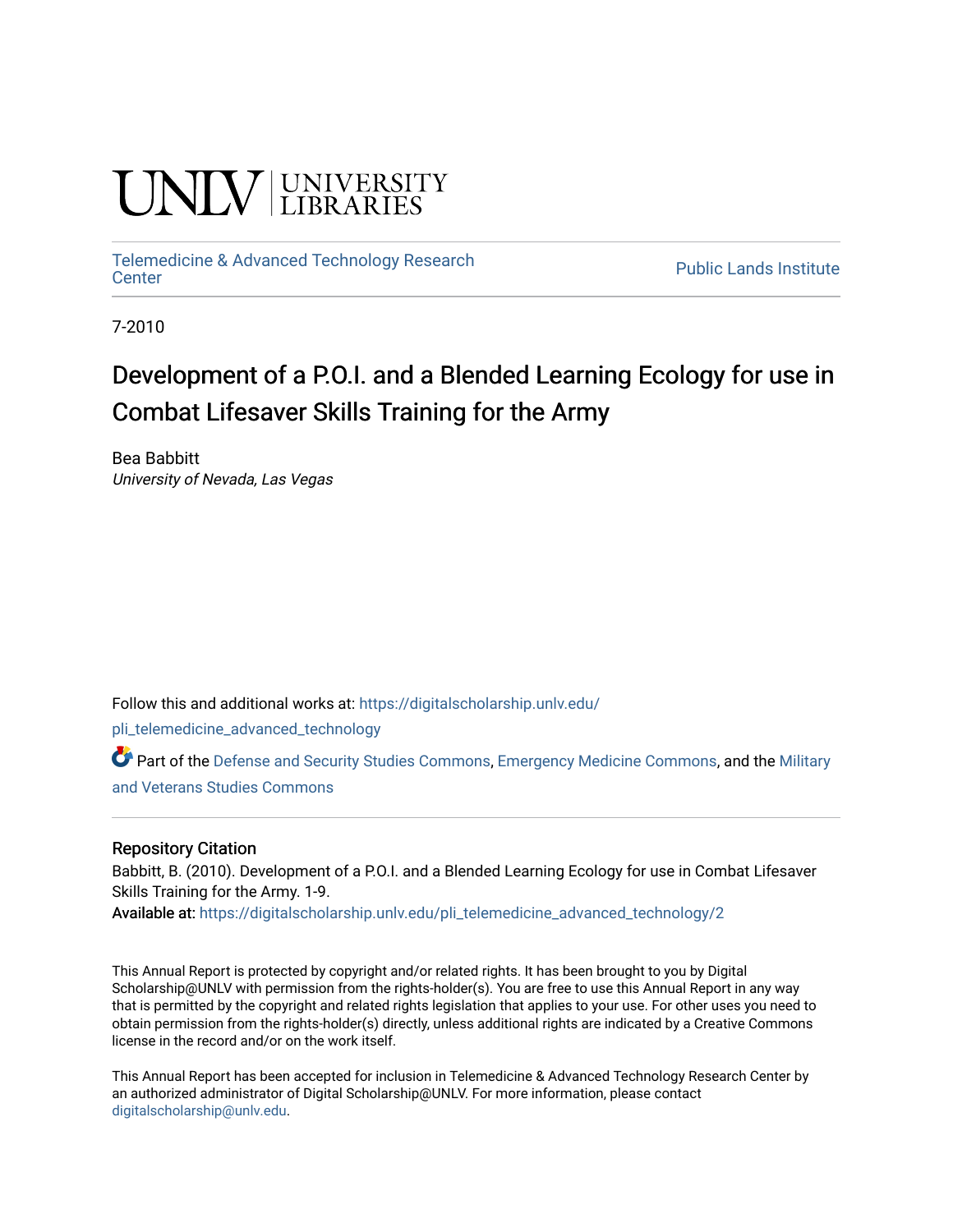UNLV | UNIVERSITY LIBRARIES

Telemedicine & Advanced Technology Research Center | Public Lands Institute

7-2010

# Development of a P.O.I. and a Blended Learning Ecology for use in Combat Lifesaver Skills Training for the Army

Bea Babbitt
*University of Nevada, Las Vegas*

Follow this and additional works at: https://digitalscholarship.unlv.edu/pli_telemedicine_advanced_technology

Part of the Defense and Security Studies Commons, Emergency Medicine Commons, and the Military and Veterans Studies Commons

## Repository Citation

Babbitt, B. (2010). Development of a P.O.I. and a Blended Learning Ecology for use in Combat Lifesaver Skills Training for the Army. 1-9.
Available at: https://digitalscholarship.unlv.edu/pli_telemedicine_advanced_technology/2

This Annual Report is protected by copyright and/or related rights. It has been brought to you by Digital Scholarship@UNLV with permission from the rights-holder(s). You are free to use this Annual Report in any way that is permitted by the copyright and related rights legislation that applies to your use. For other uses you need to obtain permission from the rights-holder(s) directly, unless additional rights are indicated by a Creative Commons license in the record and/or on the work itself.

This Annual Report has been accepted for inclusion in Telemedicine & Advanced Technology Research Center by an authorized administrator of Digital Scholarship@UNLV. For more information, please contact digitalscholarship@unlv.edu.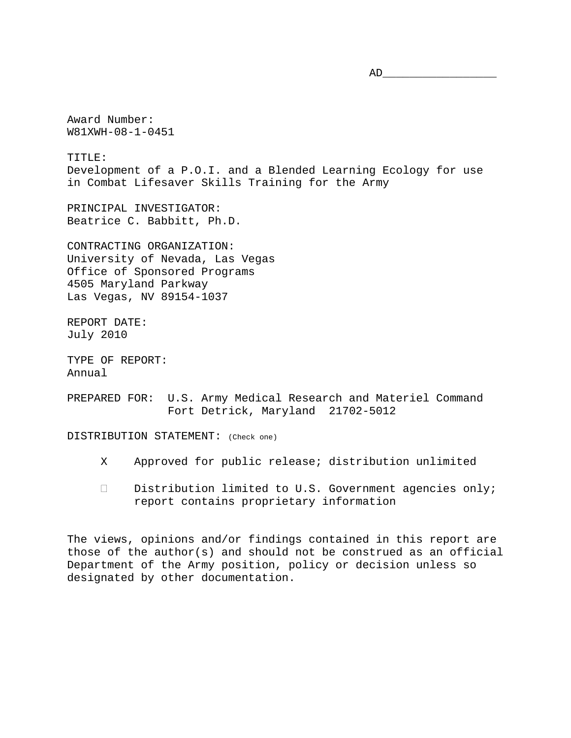AD_________________

Award Number:
W81XWH-08-1-0451

TITLE:
Development of a P.O.I. and a Blended Learning Ecology for use in Combat Lifesaver Skills Training for the Army

PRINCIPAL INVESTIGATOR:
Beatrice C. Babbitt, Ph.D.

CONTRACTING ORGANIZATION:
University of Nevada, Las Vegas
Office of Sponsored Programs
4505 Maryland Parkway
Las Vegas, NV 89154-1037

REPORT DATE:
July 2010

TYPE OF REPORT:
Annual

PREPARED FOR: U.S. Army Medical Research and Materiel Command
Fort Detrick, Maryland 21702-5012

DISTRIBUTION STATEMENT: (Check one)

X Approved for public release; distribution unlimited

☐ Distribution limited to U.S. Government agencies only; report contains proprietary information

The views, opinions and/or findings contained in this report are those of the author(s) and should not be construed as an official Department of the Army position, policy or decision unless so designated by other documentation.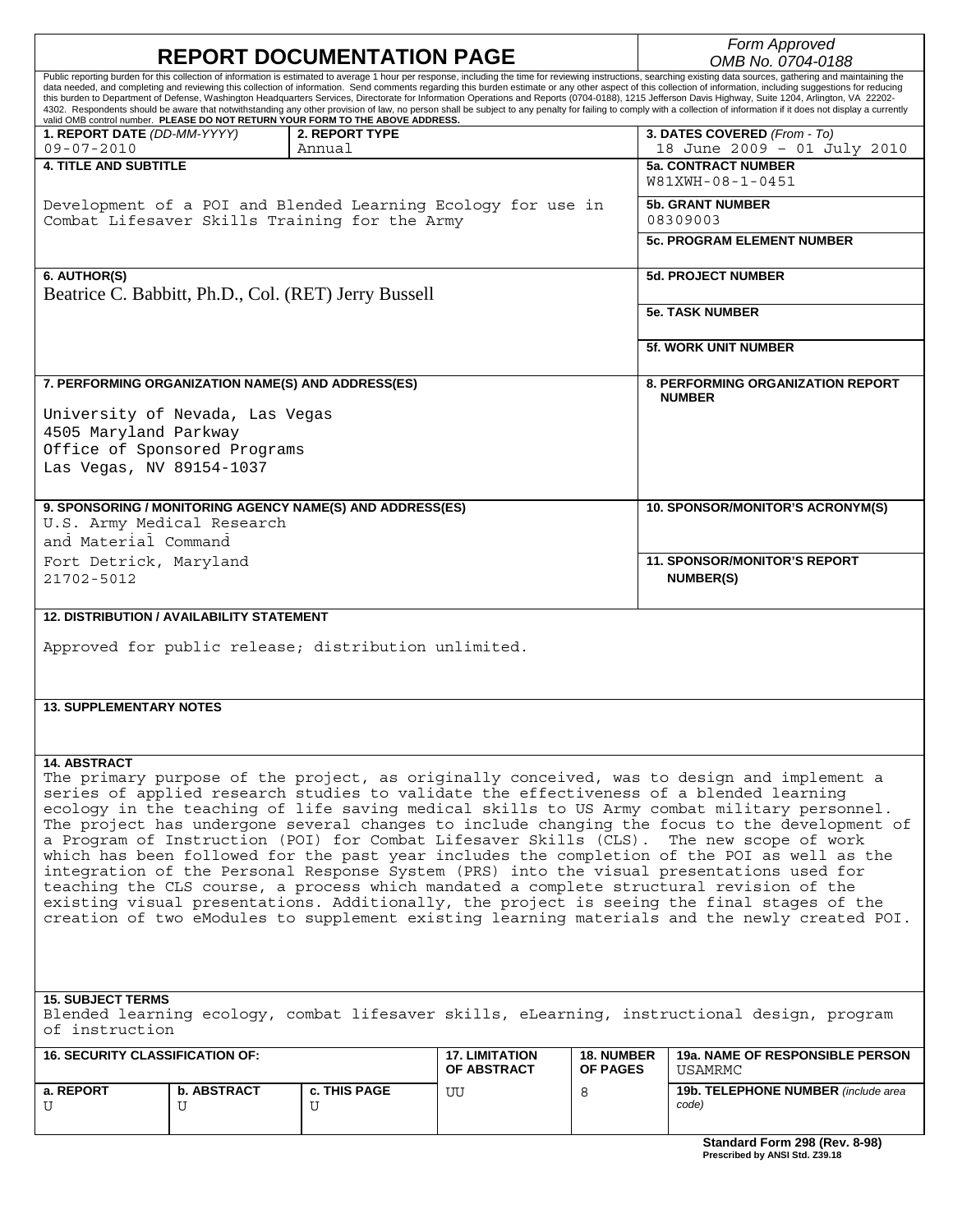# REPORT DOCUMENTATION PAGE

*Form Approved*
*OMB No. 0704-0188*

Public reporting burden for this collection of information is estimated to average 1 hour per response, including the time for reviewing instructions, searching existing data sources, gathering and maintaining the data needed, and completing and reviewing this collection of information. Send comments regarding this burden estimate or any other aspect of this collection of information, including suggestions for reducing this burden to Department of Defense, Washington Headquarters Services, Directorate for Information Operations and Reports (0704-0188), 1215 Jefferson Davis Highway, Suite 1204, Arlington, VA 22202-4302. Respondents should be aware that notwithstanding any other provision of law, no person shall be subject to any penalty for failing to comply with a collection of information if it does not display a currently valid OMB control number. **PLEASE DO NOT RETURN YOUR FORM TO THE ABOVE ADDRESS.**

| **1. REPORT DATE** *(DD-MM-YYYY)* | **2. REPORT TYPE** | **3. DATES COVERED** *(From - To)* |
|---|---|---|
| 09-07-2010 | Annual | 18 June 2009 – 01 July 2010 |

**4. TITLE AND SUBTITLE**

Development of a POI and Blended Learning Ecology for use in Combat Lifesaver Skills Training for the Army

**5a. CONTRACT NUMBER**
W81XWH-08-1-0451

**5b. GRANT NUMBER**
08309003

**5c. PROGRAM ELEMENT NUMBER**

**6. AUTHOR(S)**

Beatrice C. Babbitt, Ph.D., Col. (RET) Jerry Bussell

**5d. PROJECT NUMBER**

**5e. TASK NUMBER**

**5f. WORK UNIT NUMBER**

**7. PERFORMING ORGANIZATION NAME(S) AND ADDRESS(ES)**

University of Nevada, Las Vegas
4505 Maryland Parkway
Office of Sponsored Programs
Las Vegas, NV 89154-1037

**8. PERFORMING ORGANIZATION REPORT NUMBER**

**9. SPONSORING / MONITORING AGENCY NAME(S) AND ADDRESS(ES)**

U.S. Army Medical Research and Material Command
Fort Detrick, Maryland
21702-5012

**10. SPONSOR/MONITOR'S ACRONYM(S)**

**11. SPONSOR/MONITOR'S REPORT NUMBER(S)**

**12. DISTRIBUTION / AVAILABILITY STATEMENT**

Approved for public release; distribution unlimited.

**13. SUPPLEMENTARY NOTES**

**14. ABSTRACT**

The primary purpose of the project, as originally conceived, was to design and implement a series of applied research studies to validate the effectiveness of a blended learning ecology in the teaching of life saving medical skills to US Army combat military personnel. The project has undergone several changes to include changing the focus to the development of a Program of Instruction (POI) for Combat Lifesaver Skills (CLS). The new scope of work which has been followed for the past year includes the completion of the POI as well as the integration of the Personal Response System (PRS) into the visual presentations used for teaching the CLS course, a process which mandated a complete structural revision of the existing visual presentations. Additionally, the project is seeing the final stages of the creation of two eModules to supplement existing learning materials and the newly created POI.

**15. SUBJECT TERMS**

Blended learning ecology, combat lifesaver skills, eLearning, instructional design, program of instruction

| **16. SECURITY CLASSIFICATION OF:** | | | **17. LIMITATION OF ABSTRACT** | **18. NUMBER OF PAGES** | **19a. NAME OF RESPONSIBLE PERSON** |
|---|---|---|---|---|---|
| **a. REPORT** | **b. ABSTRACT** | **c. THIS PAGE** | | | USAMRMC |
| U | U | U | UU | 8 | **19b. TELEPHONE NUMBER** *(include area code)* |

**Standard Form 298 (Rev. 8-98)**
**Prescribed by ANSI Std. Z39.18**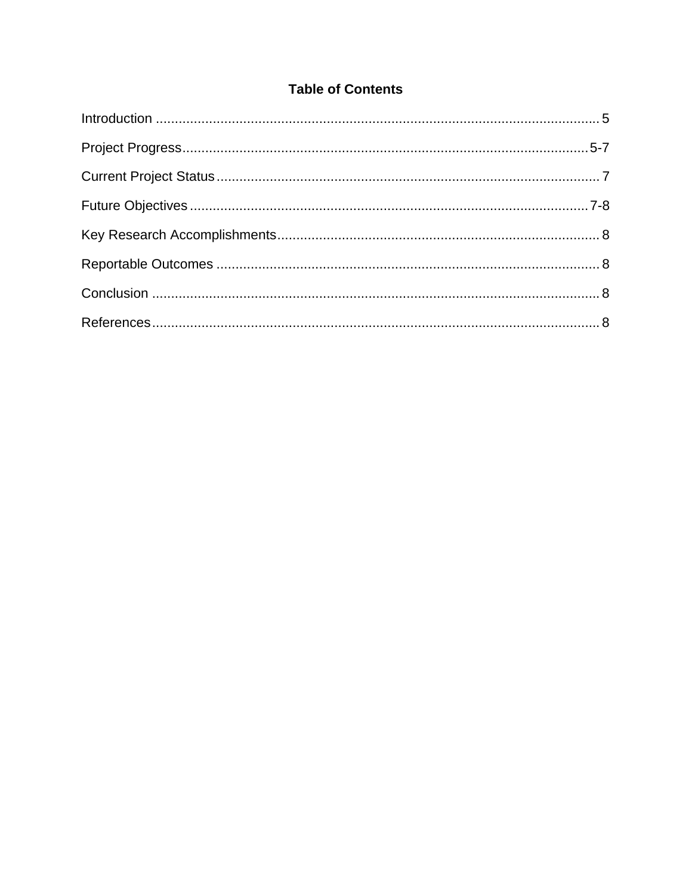## Table of Contents

Introduction ..................................................................................................................... 5

Project Progress........................................................................................................... 5-7

Current Project Status .................................................................................................... 7

Future Objectives ......................................................................................................... 7-8

Key Research Accomplishments.................................................................................... 8

Reportable Outcomes .................................................................................................... 8

Conclusion ..................................................................................................................... 8

References...................................................................................................................... 8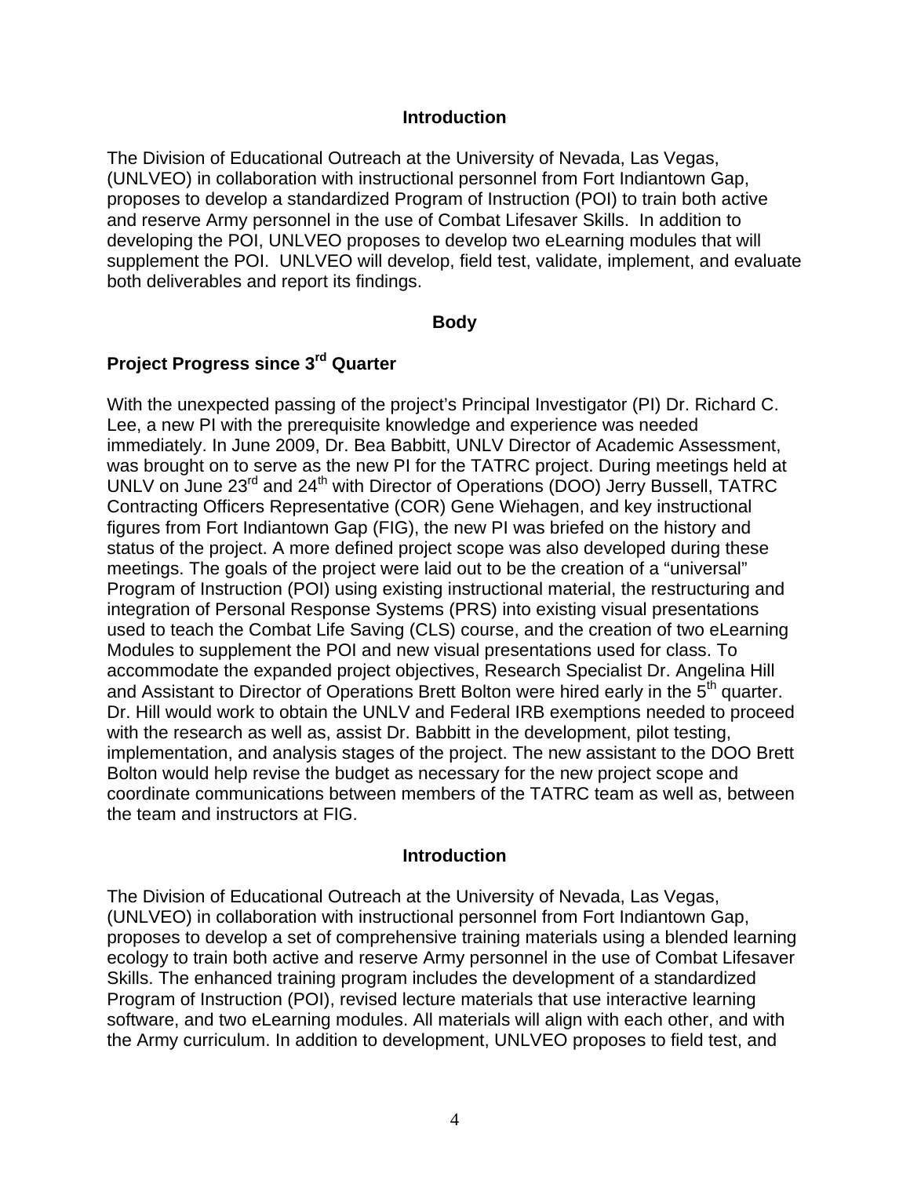## Introduction

The Division of Educational Outreach at the University of Nevada, Las Vegas, (UNLVEO) in collaboration with instructional personnel from Fort Indiantown Gap, proposes to develop a standardized Program of Instruction (POI) to train both active and reserve Army personnel in the use of Combat Lifesaver Skills. In addition to developing the POI, UNLVEO proposes to develop two eLearning modules that will supplement the POI. UNLVEO will develop, field test, validate, implement, and evaluate both deliverables and report its findings.

## Body

### Project Progress since 3rd Quarter

With the unexpected passing of the project's Principal Investigator (PI) Dr. Richard C. Lee, a new PI with the prerequisite knowledge and experience was needed immediately. In June 2009, Dr. Bea Babbitt, UNLV Director of Academic Assessment, was brought on to serve as the new PI for the TATRC project. During meetings held at UNLV on June 23rd and 24th with Director of Operations (DOO) Jerry Bussell, TATRC Contracting Officers Representative (COR) Gene Wiehagen, and key instructional figures from Fort Indiantown Gap (FIG), the new PI was briefed on the history and status of the project. A more defined project scope was also developed during these meetings. The goals of the project were laid out to be the creation of a "universal" Program of Instruction (POI) using existing instructional material, the restructuring and integration of Personal Response Systems (PRS) into existing visual presentations used to teach the Combat Life Saving (CLS) course, and the creation of two eLearning Modules to supplement the POI and new visual presentations used for class. To accommodate the expanded project objectives, Research Specialist Dr. Angelina Hill and Assistant to Director of Operations Brett Bolton were hired early in the 5th quarter. Dr. Hill would work to obtain the UNLV and Federal IRB exemptions needed to proceed with the research as well as, assist Dr. Babbitt in the development, pilot testing, implementation, and analysis stages of the project. The new assistant to the DOO Brett Bolton would help revise the budget as necessary for the new project scope and coordinate communications between members of the TATRC team as well as, between the team and instructors at FIG.

## Introduction

The Division of Educational Outreach at the University of Nevada, Las Vegas, (UNLVEO) in collaboration with instructional personnel from Fort Indiantown Gap, proposes to develop a set of comprehensive training materials using a blended learning ecology to train both active and reserve Army personnel in the use of Combat Lifesaver Skills. The enhanced training program includes the development of a standardized Program of Instruction (POI), revised lecture materials that use interactive learning software, and two eLearning modules. All materials will align with each other, and with the Army curriculum. In addition to development, UNLVEO proposes to field test, and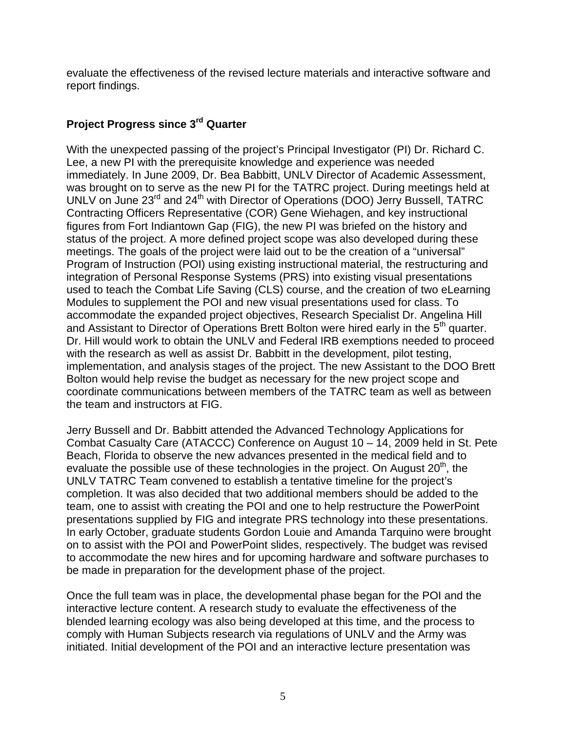evaluate the effectiveness of the revised lecture materials and interactive software and report findings.

## Project Progress since 3rd Quarter

With the unexpected passing of the project's Principal Investigator (PI) Dr. Richard C. Lee, a new PI with the prerequisite knowledge and experience was needed immediately. In June 2009, Dr. Bea Babbitt, UNLV Director of Academic Assessment, was brought on to serve as the new PI for the TATRC project. During meetings held at UNLV on June 23rd and 24th with Director of Operations (DOO) Jerry Bussell, TATRC Contracting Officers Representative (COR) Gene Wiehagen, and key instructional figures from Fort Indiantown Gap (FIG), the new PI was briefed on the history and status of the project. A more defined project scope was also developed during these meetings. The goals of the project were laid out to be the creation of a "universal" Program of Instruction (POI) using existing instructional material, the restructuring and integration of Personal Response Systems (PRS) into existing visual presentations used to teach the Combat Life Saving (CLS) course, and the creation of two eLearning Modules to supplement the POI and new visual presentations used for class. To accommodate the expanded project objectives, Research Specialist Dr. Angelina Hill and Assistant to Director of Operations Brett Bolton were hired early in the 5th quarter. Dr. Hill would work to obtain the UNLV and Federal IRB exemptions needed to proceed with the research as well as assist Dr. Babbitt in the development, pilot testing, implementation, and analysis stages of the project. The new Assistant to the DOO Brett Bolton would help revise the budget as necessary for the new project scope and coordinate communications between members of the TATRC team as well as between the team and instructors at FIG.

Jerry Bussell and Dr. Babbitt attended the Advanced Technology Applications for Combat Casualty Care (ATACCC) Conference on August 10 – 14, 2009 held in St. Pete Beach, Florida to observe the new advances presented in the medical field and to evaluate the possible use of these technologies in the project. On August 20th, the UNLV TATRC Team convened to establish a tentative timeline for the project's completion. It was also decided that two additional members should be added to the team, one to assist with creating the POI and one to help restructure the PowerPoint presentations supplied by FIG and integrate PRS technology into these presentations. In early October, graduate students Gordon Louie and Amanda Tarquino were brought on to assist with the POI and PowerPoint slides, respectively. The budget was revised to accommodate the new hires and for upcoming hardware and software purchases to be made in preparation for the development phase of the project.

Once the full team was in place, the developmental phase began for the POI and the interactive lecture content. A research study to evaluate the effectiveness of the blended learning ecology was also being developed at this time, and the process to comply with Human Subjects research via regulations of UNLV and the Army was initiated. Initial development of the POI and an interactive lecture presentation was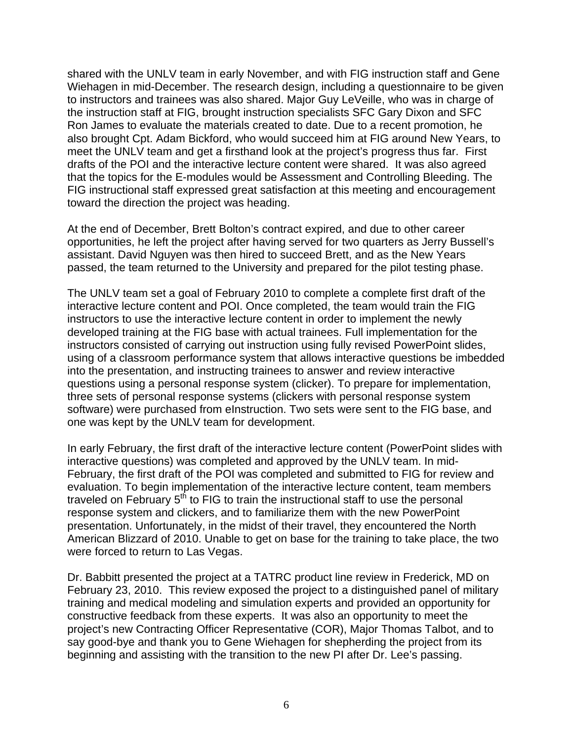shared with the UNLV team in early November, and with FIG instruction staff and Gene Wiehagen in mid-December. The research design, including a questionnaire to be given to instructors and trainees was also shared. Major Guy LeVeille, who was in charge of the instruction staff at FIG, brought instruction specialists SFC Gary Dixon and SFC Ron James to evaluate the materials created to date. Due to a recent promotion, he also brought Cpt. Adam Bickford, who would succeed him at FIG around New Years, to meet the UNLV team and get a firsthand look at the project's progress thus far. First drafts of the POI and the interactive lecture content were shared. It was also agreed that the topics for the E-modules would be Assessment and Controlling Bleeding. The FIG instructional staff expressed great satisfaction at this meeting and encouragement toward the direction the project was heading.

At the end of December, Brett Bolton's contract expired, and due to other career opportunities, he left the project after having served for two quarters as Jerry Bussell's assistant. David Nguyen was then hired to succeed Brett, and as the New Years passed, the team returned to the University and prepared for the pilot testing phase.

The UNLV team set a goal of February 2010 to complete a complete first draft of the interactive lecture content and POI. Once completed, the team would train the FIG instructors to use the interactive lecture content in order to implement the newly developed training at the FIG base with actual trainees. Full implementation for the instructors consisted of carrying out instruction using fully revised PowerPoint slides, using of a classroom performance system that allows interactive questions be imbedded into the presentation, and instructing trainees to answer and review interactive questions using a personal response system (clicker). To prepare for implementation, three sets of personal response systems (clickers with personal response system software) were purchased from eInstruction. Two sets were sent to the FIG base, and one was kept by the UNLV team for development.

In early February, the first draft of the interactive lecture content (PowerPoint slides with interactive questions) was completed and approved by the UNLV team. In mid-February, the first draft of the POI was completed and submitted to FIG for review and evaluation. To begin implementation of the interactive lecture content, team members traveled on February 5th to FIG to train the instructional staff to use the personal response system and clickers, and to familiarize them with the new PowerPoint presentation. Unfortunately, in the midst of their travel, they encountered the North American Blizzard of 2010. Unable to get on base for the training to take place, the two were forced to return to Las Vegas.

Dr. Babbitt presented the project at a TATRC product line review in Frederick, MD on February 23, 2010. This review exposed the project to a distinguished panel of military training and medical modeling and simulation experts and provided an opportunity for constructive feedback from these experts. It was also an opportunity to meet the project's new Contracting Officer Representative (COR), Major Thomas Talbot, and to say good-bye and thank you to Gene Wiehagen for shepherding the project from its beginning and assisting with the transition to the new PI after Dr. Lee's passing.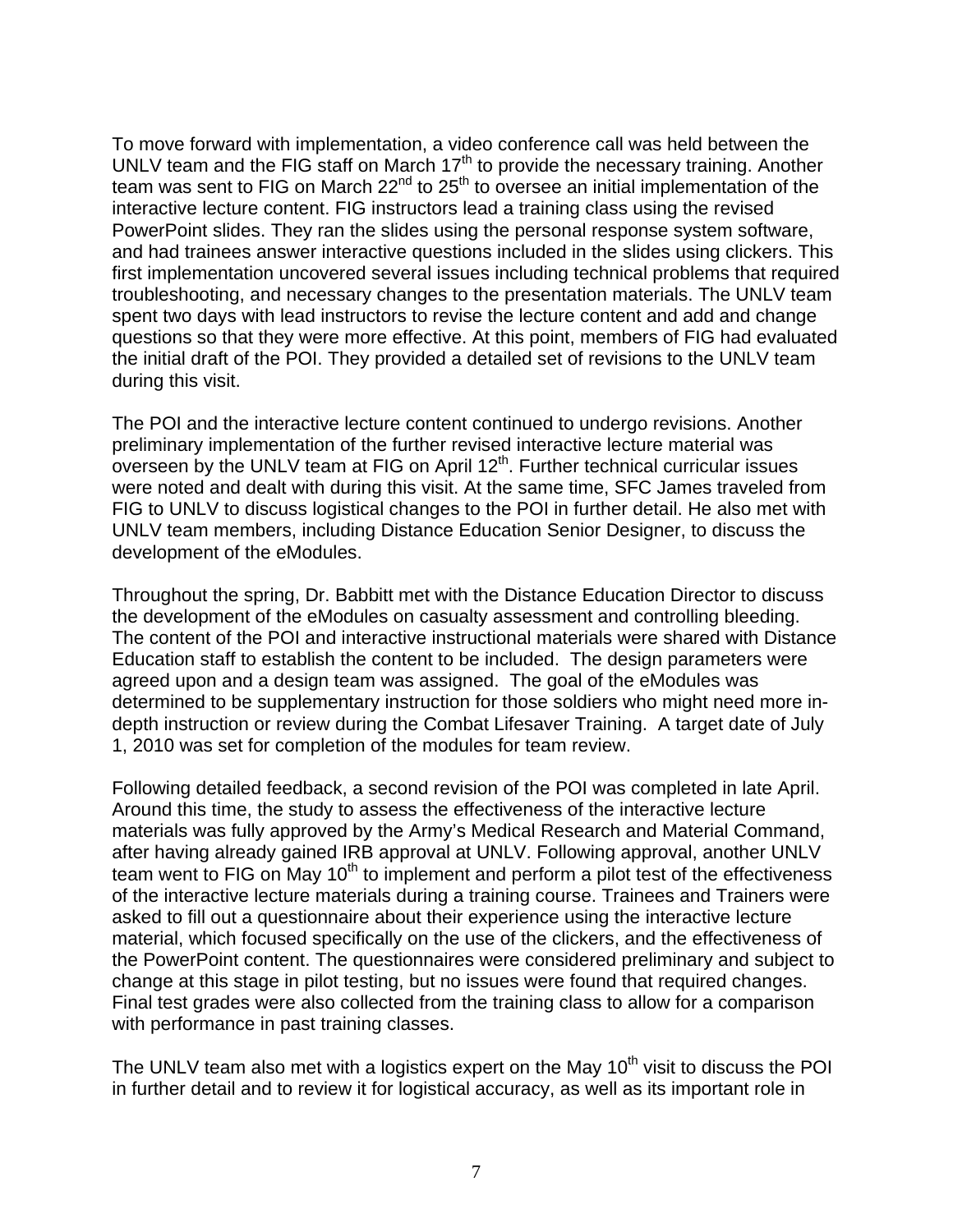To move forward with implementation, a video conference call was held between the UNLV team and the FIG staff on March 17th to provide the necessary training. Another team was sent to FIG on March 22nd to 25th to oversee an initial implementation of the interactive lecture content. FIG instructors lead a training class using the revised PowerPoint slides. They ran the slides using the personal response system software, and had trainees answer interactive questions included in the slides using clickers. This first implementation uncovered several issues including technical problems that required troubleshooting, and necessary changes to the presentation materials. The UNLV team spent two days with lead instructors to revise the lecture content and add and change questions so that they were more effective. At this point, members of FIG had evaluated the initial draft of the POI. They provided a detailed set of revisions to the UNLV team during this visit.

The POI and the interactive lecture content continued to undergo revisions. Another preliminary implementation of the further revised interactive lecture material was overseen by the UNLV team at FIG on April 12th. Further technical curricular issues were noted and dealt with during this visit. At the same time, SFC James traveled from FIG to UNLV to discuss logistical changes to the POI in further detail. He also met with UNLV team members, including Distance Education Senior Designer, to discuss the development of the eModules.

Throughout the spring, Dr. Babbitt met with the Distance Education Director to discuss the development of the eModules on casualty assessment and controlling bleeding. The content of the POI and interactive instructional materials were shared with Distance Education staff to establish the content to be included. The design parameters were agreed upon and a design team was assigned. The goal of the eModules was determined to be supplementary instruction for those soldiers who might need more in-depth instruction or review during the Combat Lifesaver Training. A target date of July 1, 2010 was set for completion of the modules for team review.

Following detailed feedback, a second revision of the POI was completed in late April. Around this time, the study to assess the effectiveness of the interactive lecture materials was fully approved by the Army's Medical Research and Material Command, after having already gained IRB approval at UNLV. Following approval, another UNLV team went to FIG on May 10th to implement and perform a pilot test of the effectiveness of the interactive lecture materials during a training course. Trainees and Trainers were asked to fill out a questionnaire about their experience using the interactive lecture material, which focused specifically on the use of the clickers, and the effectiveness of the PowerPoint content. The questionnaires were considered preliminary and subject to change at this stage in pilot testing, but no issues were found that required changes. Final test grades were also collected from the training class to allow for a comparison with performance in past training classes.

The UNLV team also met with a logistics expert on the May 10th visit to discuss the POI in further detail and to review it for logistical accuracy, as well as its important role in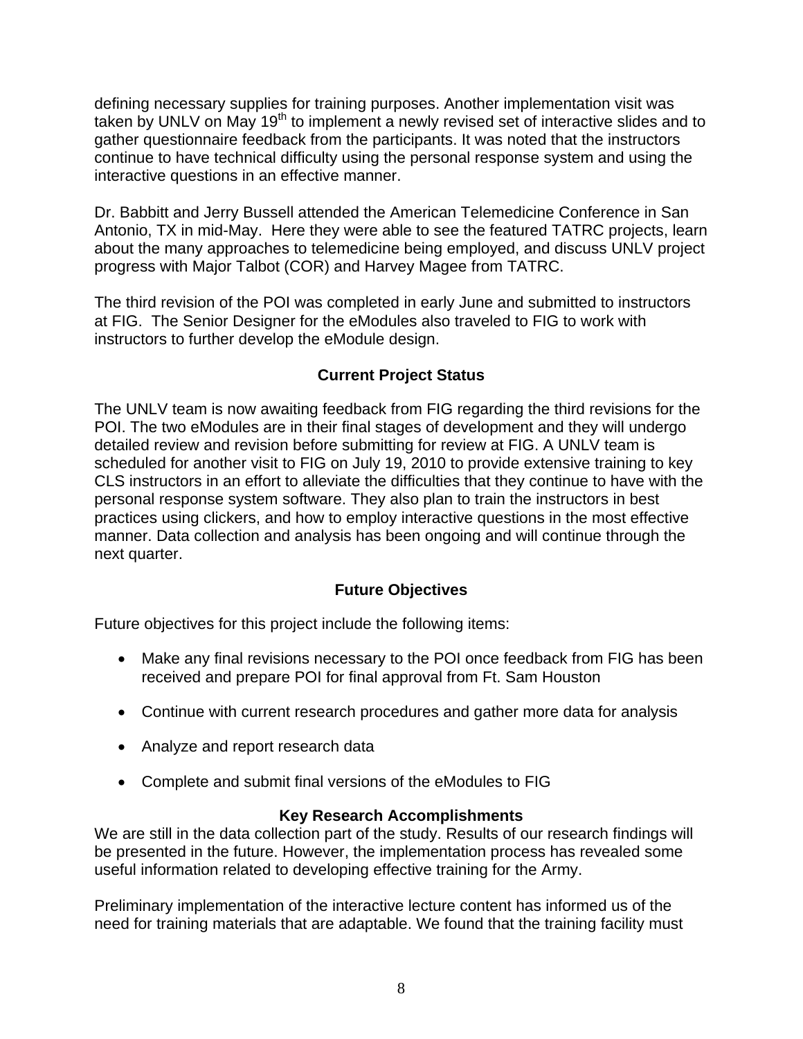defining necessary supplies for training purposes. Another implementation visit was taken by UNLV on May 19th to implement a newly revised set of interactive slides and to gather questionnaire feedback from the participants. It was noted that the instructors continue to have technical difficulty using the personal response system and using the interactive questions in an effective manner.

Dr. Babbitt and Jerry Bussell attended the American Telemedicine Conference in San Antonio, TX in mid-May. Here they were able to see the featured TATRC projects, learn about the many approaches to telemedicine being employed, and discuss UNLV project progress with Major Talbot (COR) and Harvey Magee from TATRC.

The third revision of the POI was completed in early June and submitted to instructors at FIG. The Senior Designer for the eModules also traveled to FIG to work with instructors to further develop the eModule design.

## Current Project Status

The UNLV team is now awaiting feedback from FIG regarding the third revisions for the POI. The two eModules are in their final stages of development and they will undergo detailed review and revision before submitting for review at FIG. A UNLV team is scheduled for another visit to FIG on July 19, 2010 to provide extensive training to key CLS instructors in an effort to alleviate the difficulties that they continue to have with the personal response system software. They also plan to train the instructors in best practices using clickers, and how to employ interactive questions in the most effective manner. Data collection and analysis has been ongoing and will continue through the next quarter.

## Future Objectives

Future objectives for this project include the following items:

- Make any final revisions necessary to the POI once feedback from FIG has been received and prepare POI for final approval from Ft. Sam Houston
- Continue with current research procedures and gather more data for analysis
- Analyze and report research data
- Complete and submit final versions of the eModules to FIG

## Key Research Accomplishments

We are still in the data collection part of the study. Results of our research findings will be presented in the future. However, the implementation process has revealed some useful information related to developing effective training for the Army.

Preliminary implementation of the interactive lecture content has informed us of the need for training materials that are adaptable. We found that the training facility must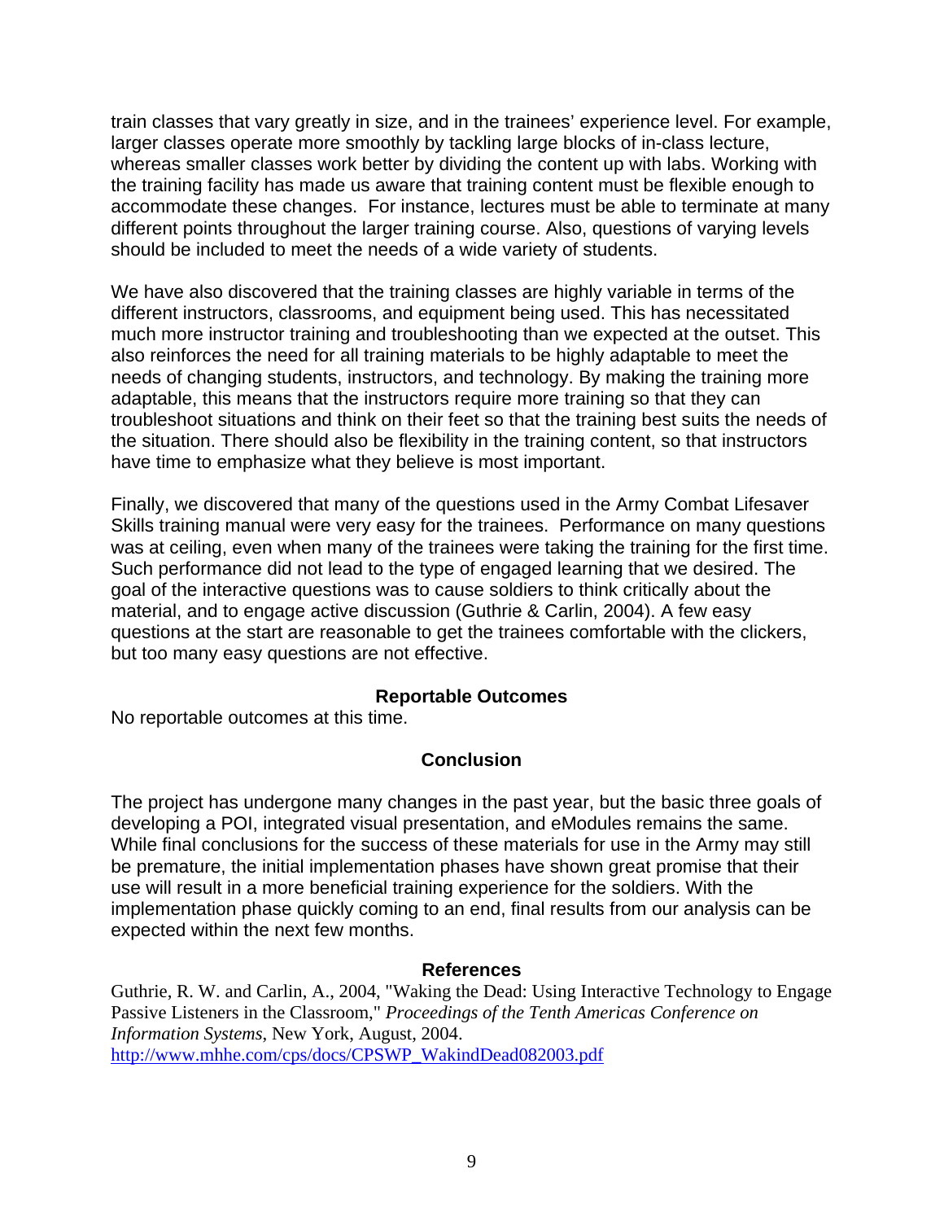train classes that vary greatly in size, and in the trainees' experience level. For example, larger classes operate more smoothly by tackling large blocks of in-class lecture, whereas smaller classes work better by dividing the content up with labs. Working with the training facility has made us aware that training content must be flexible enough to accommodate these changes. For instance, lectures must be able to terminate at many different points throughout the larger training course. Also, questions of varying levels should be included to meet the needs of a wide variety of students.

We have also discovered that the training classes are highly variable in terms of the different instructors, classrooms, and equipment being used. This has necessitated much more instructor training and troubleshooting than we expected at the outset. This also reinforces the need for all training materials to be highly adaptable to meet the needs of changing students, instructors, and technology. By making the training more adaptable, this means that the instructors require more training so that they can troubleshoot situations and think on their feet so that the training best suits the needs of the situation. There should also be flexibility in the training content, so that instructors have time to emphasize what they believe is most important.

Finally, we discovered that many of the questions used in the Army Combat Lifesaver Skills training manual were very easy for the trainees. Performance on many questions was at ceiling, even when many of the trainees were taking the training for the first time. Such performance did not lead to the type of engaged learning that we desired. The goal of the interactive questions was to cause soldiers to think critically about the material, and to engage active discussion (Guthrie & Carlin, 2004). A few easy questions at the start are reasonable to get the trainees comfortable with the clickers, but too many easy questions are not effective.

## Reportable Outcomes

No reportable outcomes at this time.

## Conclusion

The project has undergone many changes in the past year, but the basic three goals of developing a POI, integrated visual presentation, and eModules remains the same. While final conclusions for the success of these materials for use in the Army may still be premature, the initial implementation phases have shown great promise that their use will result in a more beneficial training experience for the soldiers. With the implementation phase quickly coming to an end, final results from our analysis can be expected within the next few months.

## References

Guthrie, R. W. and Carlin, A., 2004, "Waking the Dead: Using Interactive Technology to Engage Passive Listeners in the Classroom," *Proceedings of the Tenth Americas Conference on Information Systems*, New York, August, 2004. http://www.mhhe.com/cps/docs/CPSWP_WakindDead082003.pdf